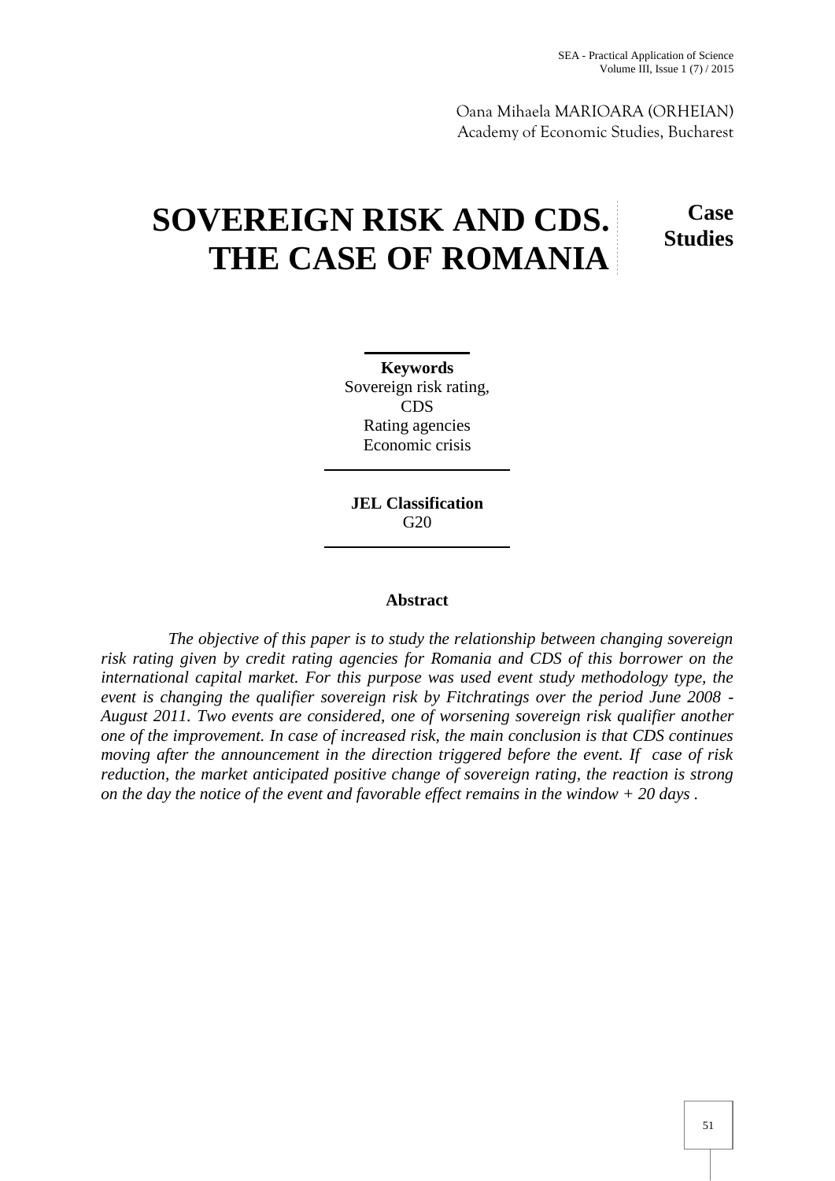Oana Mihaela MARIOARA (ORHEIAN)
Academy of Economic Studies, Bucharest

# SOVEREIGN RISK AND CDS. THE CASE OF ROMANIA

**Case Studies**

**Keywords**
Sovereign risk rating,
CDS
Rating agencies
Economic crisis

**JEL Classification**
G20

## Abstract

*The objective of this paper is to study the relationship between changing sovereign risk rating given by credit rating agencies for Romania and CDS of this borrower on the international capital market. For this purpose was used event study methodology type, the event is changing the qualifier sovereign risk by Fitchratings over the period June 2008 - August 2011. Two events are considered, one of worsening sovereign risk qualifier another one of the improvement. In case of increased risk, the main conclusion is that CDS continues moving after the announcement in the direction triggered before the event. If case of risk reduction, the market anticipated positive change of sovereign rating, the reaction is strong on the day the notice of the event and favorable effect remains in the window + 20 days .*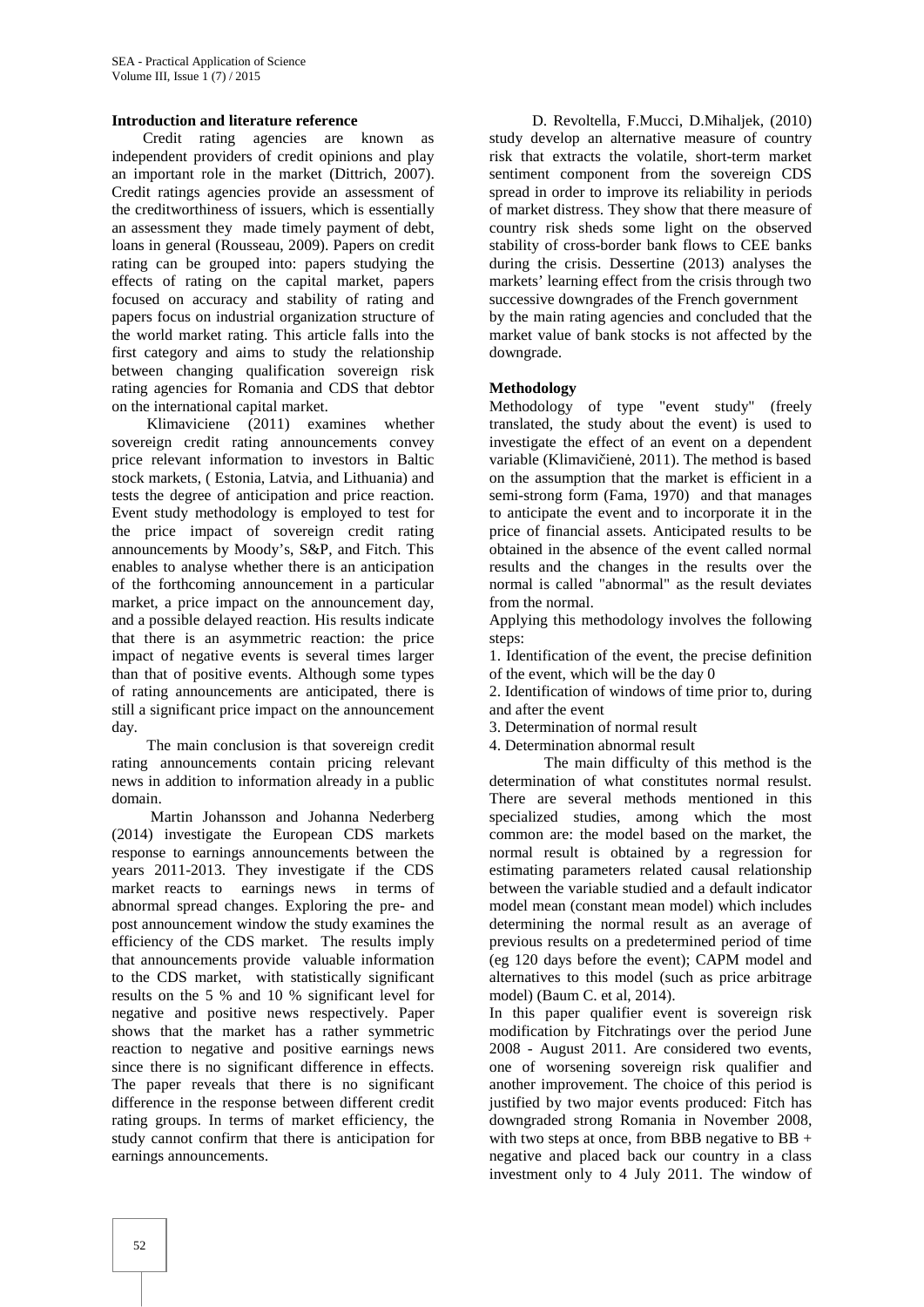## Introduction and literature reference

Credit rating agencies are known as independent providers of credit opinions and play an important role in the market (Dittrich, 2007). Credit ratings agencies provide an assessment of the creditworthiness of issuers, which is essentially an assessment they made timely payment of debt, loans in general (Rousseau, 2009). Papers on credit rating can be grouped into: papers studying the effects of rating on the capital market, papers focused on accuracy and stability of rating and papers focus on industrial organization structure of the world market rating. This article falls into the first category and aims to study the relationship between changing qualification sovereign risk rating agencies for Romania and CDS that debtor on the international capital market.

Klimaviciene (2011) examines whether sovereign credit rating announcements convey price relevant information to investors in Baltic stock markets, ( Estonia, Latvia, and Lithuania) and tests the degree of anticipation and price reaction. Event study methodology is employed to test for the price impact of sovereign credit rating announcements by Moody's, S&P, and Fitch. This enables to analyse whether there is an anticipation of the forthcoming announcement in a particular market, a price impact on the announcement day, and a possible delayed reaction. His results indicate that there is an asymmetric reaction: the price impact of negative events is several times larger than that of positive events. Although some types of rating announcements are anticipated, there is still a significant price impact on the announcement day.

The main conclusion is that sovereign credit rating announcements contain pricing relevant news in addition to information already in a public domain.

Martin Johansson and Johanna Nederberg (2014) investigate the European CDS markets response to earnings announcements between the years 2011-2013. They investigate if the CDS market reacts to earnings news in terms of abnormal spread changes. Exploring the pre- and post announcement window the study examines the efficiency of the CDS market. The results imply that announcements provide valuable information to the CDS market, with statistically significant results on the 5 % and 10 % significant level for negative and positive news respectively. Paper shows that the market has a rather symmetric reaction to negative and positive earnings news since there is no significant difference in effects. The paper reveals that there is no significant difference in the response between different credit rating groups. In terms of market efficiency, the study cannot confirm that there is anticipation for earnings announcements.

D. Revoltella, F.Mucci, D.Mihaljek, (2010) study develop an alternative measure of country risk that extracts the volatile, short-term market sentiment component from the sovereign CDS spread in order to improve its reliability in periods of market distress. They show that there measure of country risk sheds some light on the observed stability of cross-border bank flows to CEE banks during the crisis. Dessertine (2013) analyses the markets' learning effect from the crisis through two successive downgrades of the French government by the main rating agencies and concluded that the market value of bank stocks is not affected by the downgrade.

## Methodology

Methodology of type "event study" (freely translated, the study about the event) is used to investigate the effect of an event on a dependent variable (Klimavičienė, 2011). The method is based on the assumption that the market is efficient in a semi-strong form (Fama, 1970) and that manages to anticipate the event and to incorporate it in the price of financial assets. Anticipated results to be obtained in the absence of the event called normal results and the changes in the results over the normal is called "abnormal" as the result deviates from the normal.

Applying this methodology involves the following steps:

1. Identification of the event, the precise definition of the event, which will be the day 0
2. Identification of windows of time prior to, during and after the event
3. Determination of normal result
4. Determination abnormal result

The main difficulty of this method is the determination of what constitutes normal resulst. There are several methods mentioned in this specialized studies, among which the most common are: the model based on the market, the normal result is obtained by a regression for estimating parameters related causal relationship between the variable studied and a default indicator model mean (constant mean model) which includes determining the normal result as an average of previous results on a predetermined period of time (eg 120 days before the event); CAPM model and alternatives to this model (such as price arbitrage model) (Baum C. et al, 2014).

In this paper qualifier event is sovereign risk modification by Fitchratings over the period June 2008 - August 2011. Are considered two events, one of worsening sovereign risk qualifier and another improvement. The choice of this period is justified by two major events produced: Fitch has downgraded strong Romania in November 2008, with two steps at once, from BBB negative to BB + negative and placed back our country in a class investment only to 4 July 2011. The window of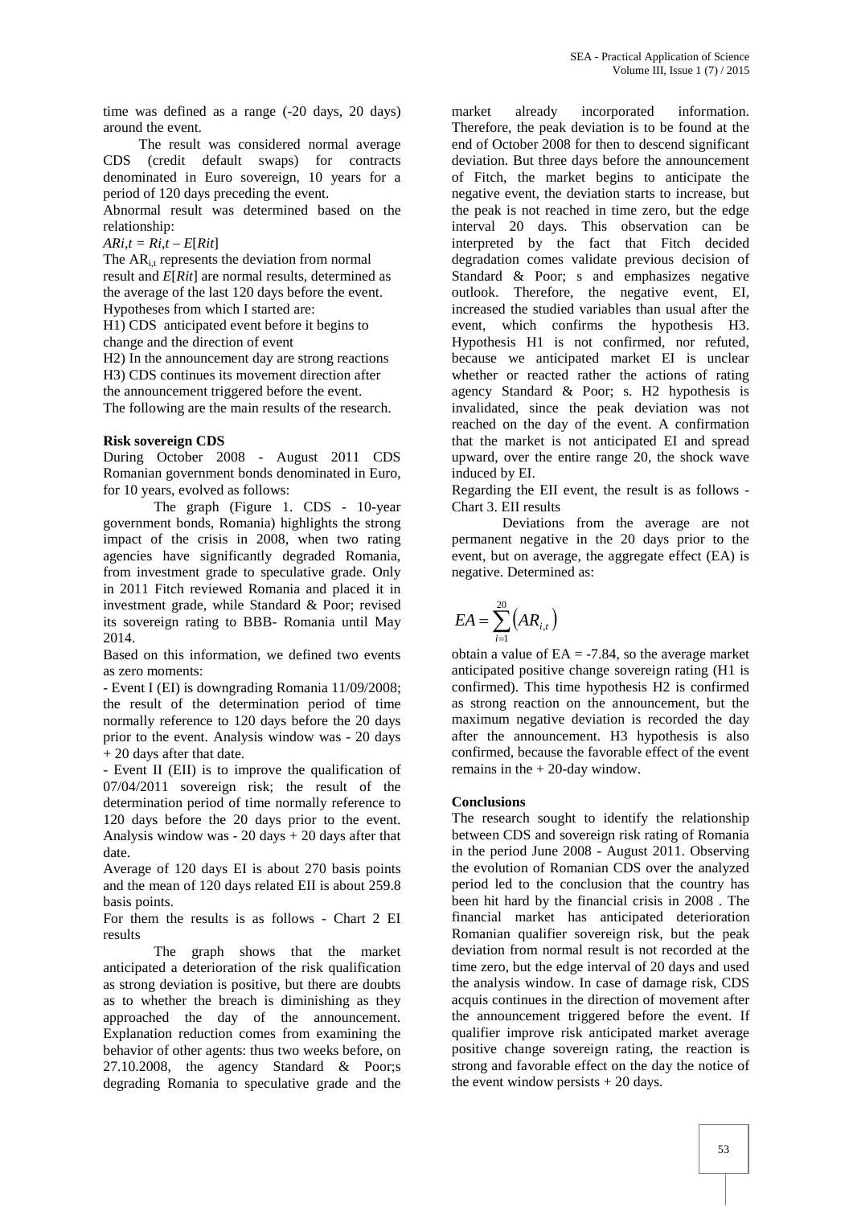time was defined as a range (-20 days, 20 days) around the event.

The result was considered normal average CDS (credit default swaps) for contracts denominated in Euro sovereign, 10 years for a period of 120 days preceding the event.

Abnormal result was determined based on the relationship:

$AR_{i,t} = R_{i,t} – E[R_{it}]$

The $AR_{i,t}$ represents the deviation from normal result and $E[R_{it}]$ are normal results, determined as the average of the last 120 days before the event.

Hypotheses from which I started are:

H1) CDS anticipated event before it begins to change and the direction of event

H2) In the announcement day are strong reactions

H3) CDS continues its movement direction after the announcement triggered before the event.

The following are the main results of the research.

**Risk sovereign CDS**

During October 2008 - August 2011 CDS Romanian government bonds denominated in Euro, for 10 years, evolved as follows:

The graph (Figure 1. CDS - 10-year government bonds, Romania) highlights the strong impact of the crisis in 2008, when two rating agencies have significantly degraded Romania, from investment grade to speculative grade. Only in 2011 Fitch reviewed Romania and placed it in investment grade, while Standard & Poor; revised its sovereign rating to BBB- Romania until May 2014.

Based on this information, we defined two events as zero moments:

- Event I (EI) is downgrading Romania 11/09/2008; the result of the determination period of time normally reference to 120 days before the 20 days prior to the event. Analysis window was - 20 days + 20 days after that date.

- Event II (EII) is to improve the qualification of 07/04/2011 sovereign risk; the result of the determination period of time normally reference to 120 days before the 20 days prior to the event. Analysis window was - 20 days + 20 days after that date.

Average of 120 days EI is about 270 basis points and the mean of 120 days related EII is about 259.8 basis points.

For them the results is as follows - Chart 2 EI results

The graph shows that the market anticipated a deterioration of the risk qualification as strong deviation is positive, but there are doubts as to whether the breach is diminishing as they approached the day of the announcement. Explanation reduction comes from examining the behavior of other agents: thus two weeks before, on 27.10.2008, the agency Standard & Poor;s degrading Romania to speculative grade and the market already incorporated information. Therefore, the peak deviation is to be found at the end of October 2008 for then to descend significant deviation. But three days before the announcement of Fitch, the market begins to anticipate the negative event, the deviation starts to increase, but the peak is not reached in time zero, but the edge interval 20 days. This observation can be interpreted by the fact that Fitch decided degradation comes validate previous decision of Standard & Poor; s and emphasizes negative outlook. Therefore, the negative event, EI, increased the studied variables than usual after the event, which confirms the hypothesis H3. Hypothesis H1 is not confirmed, nor refuted, because we anticipated market EI is unclear whether or reacted rather the actions of rating agency Standard & Poor; s. H2 hypothesis is invalidated, since the peak deviation was not reached on the day of the event. A confirmation that the market is not anticipated EI and spread upward, over the entire range 20, the shock wave induced by EI.

Regarding the EII event, the result is as follows - Chart 3. EII results

Deviations from the average are not permanent negative in the 20 days prior to the event, but on average, the aggregate effect (EA) is negative. Determined as:

$$EA = \sum_{i=1}^{20} \left( AR_{i,t} \right)$$

obtain a value of EA = -7.84, so the average market anticipated positive change sovereign rating (H1 is confirmed). This time hypothesis H2 is confirmed as strong reaction on the announcement, but the maximum negative deviation is recorded the day after the announcement. H3 hypothesis is also confirmed, because the favorable effect of the event remains in the + 20-day window.

**Conclusions**

The research sought to identify the relationship between CDS and sovereign risk rating of Romania in the period June 2008 - August 2011. Observing the evolution of Romanian CDS over the analyzed period led to the conclusion that the country has been hit hard by the financial crisis in 2008 . The financial market has anticipated deterioration Romanian qualifier sovereign risk, but the peak deviation from normal result is not recorded at the time zero, but the edge interval of 20 days and used the analysis window. In case of damage risk, CDS acquis continues in the direction of movement after the announcement triggered before the event. If qualifier improve risk anticipated market average positive change sovereign rating, the reaction is strong and favorable effect on the day the notice of the event window persists + 20 days.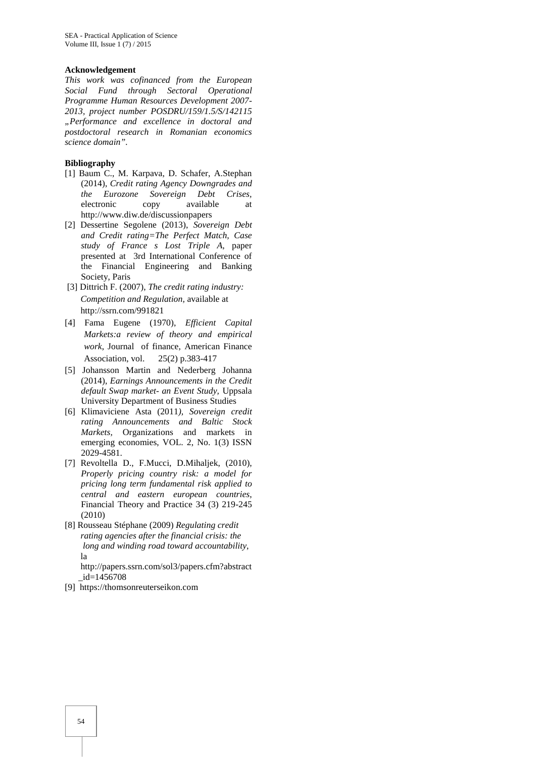**Acknowledgement**

*This work was cofinanced from the European Social Fund through Sectoral Operational Programme Human Resources Development 2007-2013, project number POSDRU/159/1.5/S/142115 „Performance and excellence in doctoral and postdoctoral research in Romanian economics science domain".*

**Bibliography**

[1] Baum C., M. Karpava, D. Schafer, A.Stephan (2014), *Credit rating Agency Downgrades and the Eurozone Sovereign Debt Crises*, electronic copy available at http://www.diw.de/discussionpapers

[2] Dessertine Segolene (2013), *Sovereign Debt and Credit rating=The Perfect Match, Case study of France s Lost Triple A*, paper presented at 3rd International Conference of the Financial Engineering and Banking Society, Paris

[3] Dittrich F. (2007), *The credit rating industry: Competition and Regulation*, available at http://ssrn.com/991821

[4] Fama Eugene (1970), *Efficient Capital Markets:a review of theory and empirical work*, Journal of finance, American Finance Association, vol. 25(2) p.383-417

[5] Johansson Martin and Nederberg Johanna (2014), *Earnings Announcements in the Credit default Swap market- an Event Study*, Uppsala University Department of Business Studies

[6] Klimaviciene Asta (2011*), Sovereign credit rating Announcements and Baltic Stock Markets,* Organizations and markets in emerging economies, VOL. 2, No. 1(3) ISSN 2029-4581.

[7] Revoltella D., F.Mucci, D.Mihaljek, (2010), *Properly pricing country risk: a model for pricing long term fundamental risk applied to central and eastern european countries*, Financial Theory and Practice 34 (3) 219-245 (2010)

[8] Rousseau Stéphane (2009) *Regulating credit rating agencies after the financial crisis: the long and winding road toward accountability*, la http://papers.ssrn.com/sol3/papers.cfm?abstract_id=1456708

[9] https://thomsonreuterseikon.com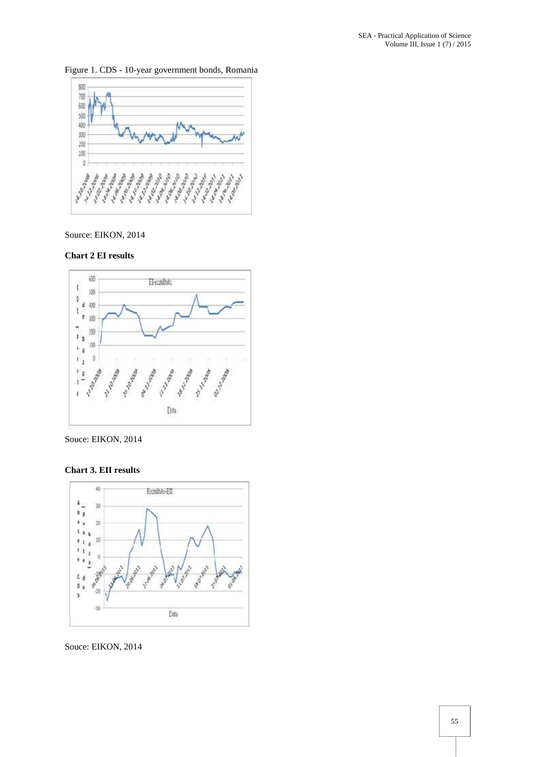Figure 1. CDS - 10-year government bonds, Romania

Source: EIKON, 2014

**Chart 2 EI results**

Souce: EIKON, 2014

**Chart 3. EII results**

Souce: EIKON, 2014